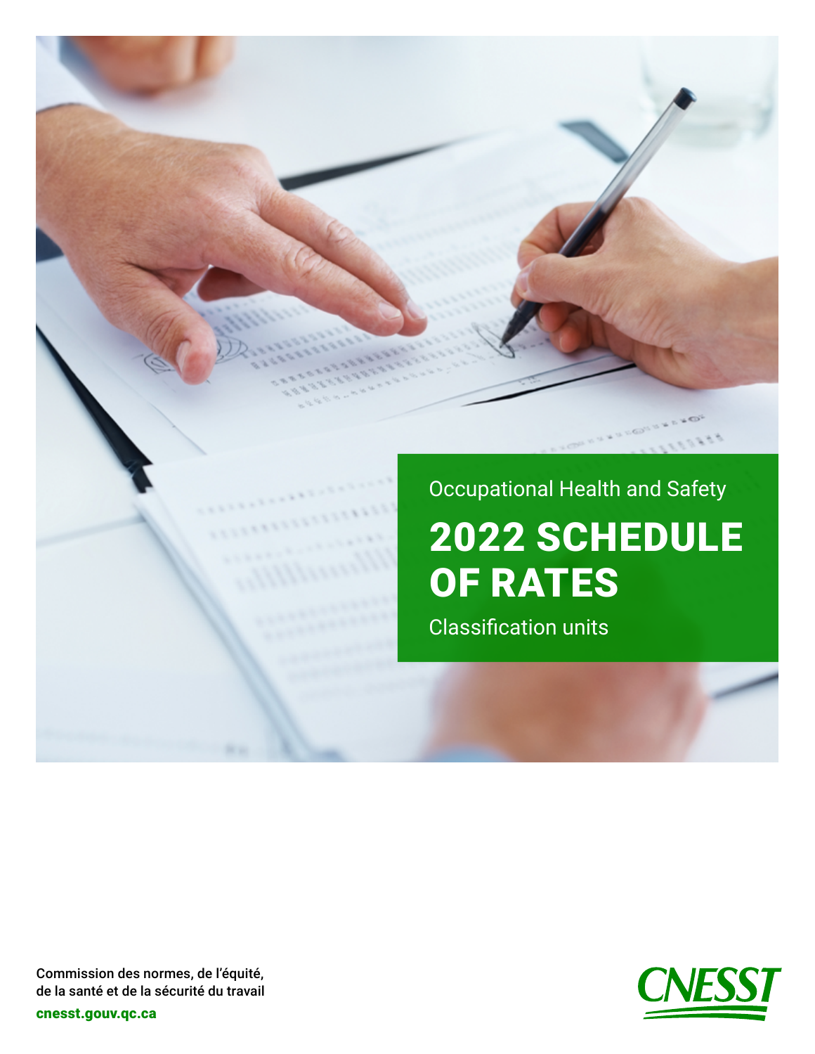Occupational Health and Safety

# 2022 SCHEDULE OF RATES

Classification units

Commission des normes, de l'équité,
de la santé et de la sécurité du travail

cnesst.gouv.qc.ca

CNESST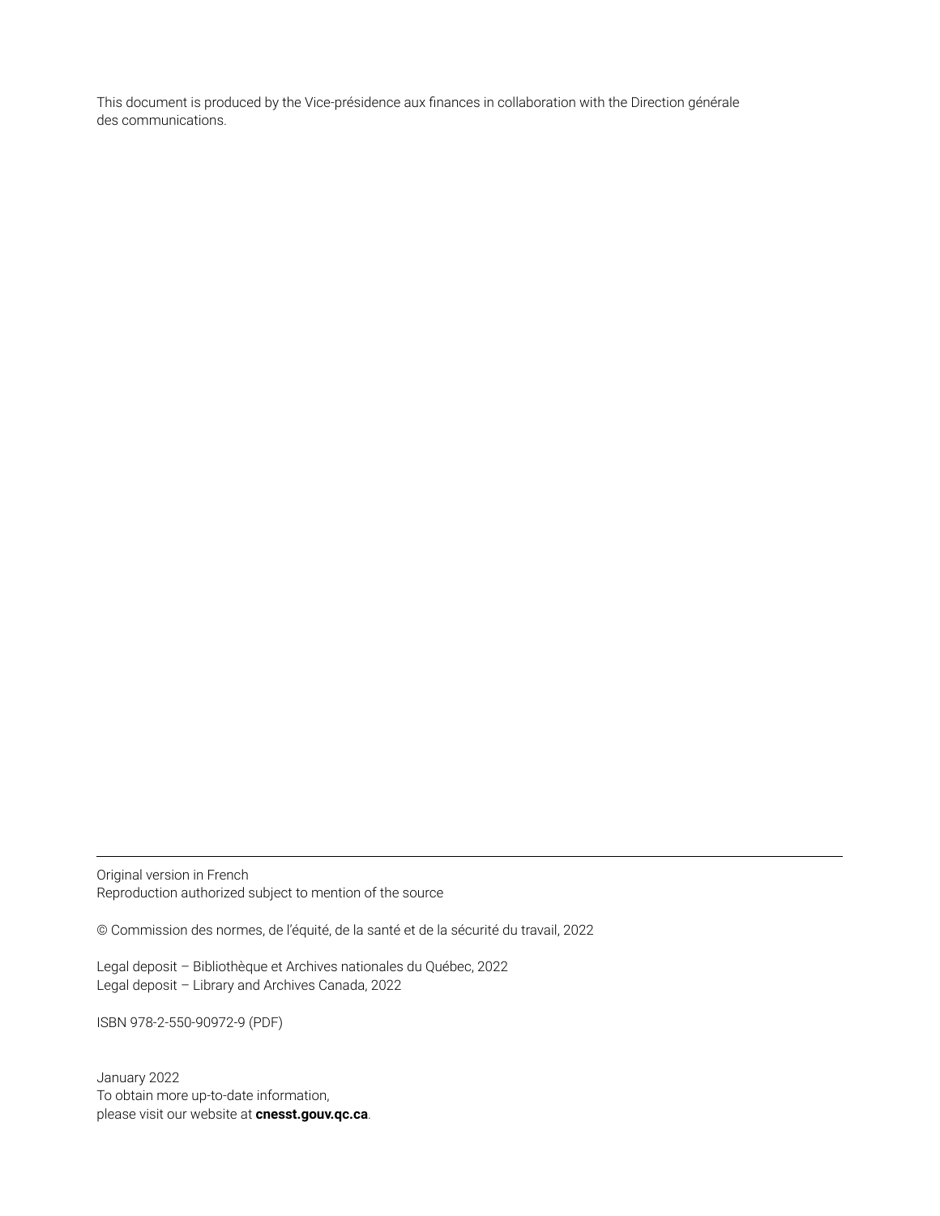This document is produced by the Vice-présidence aux finances in collaboration with the Direction générale des communications.

---

Original version in French
Reproduction authorized subject to mention of the source

© Commission des normes, de l'équité, de la santé et de la sécurité du travail, 2022

Legal deposit – Bibliothèque et Archives nationales du Québec, 2022
Legal deposit – Library and Archives Canada, 2022

ISBN 978-2-550-90972-9 (PDF)

January 2022
To obtain more up-to-date information,
please visit our website at **cnesst.gouv.qc.ca**.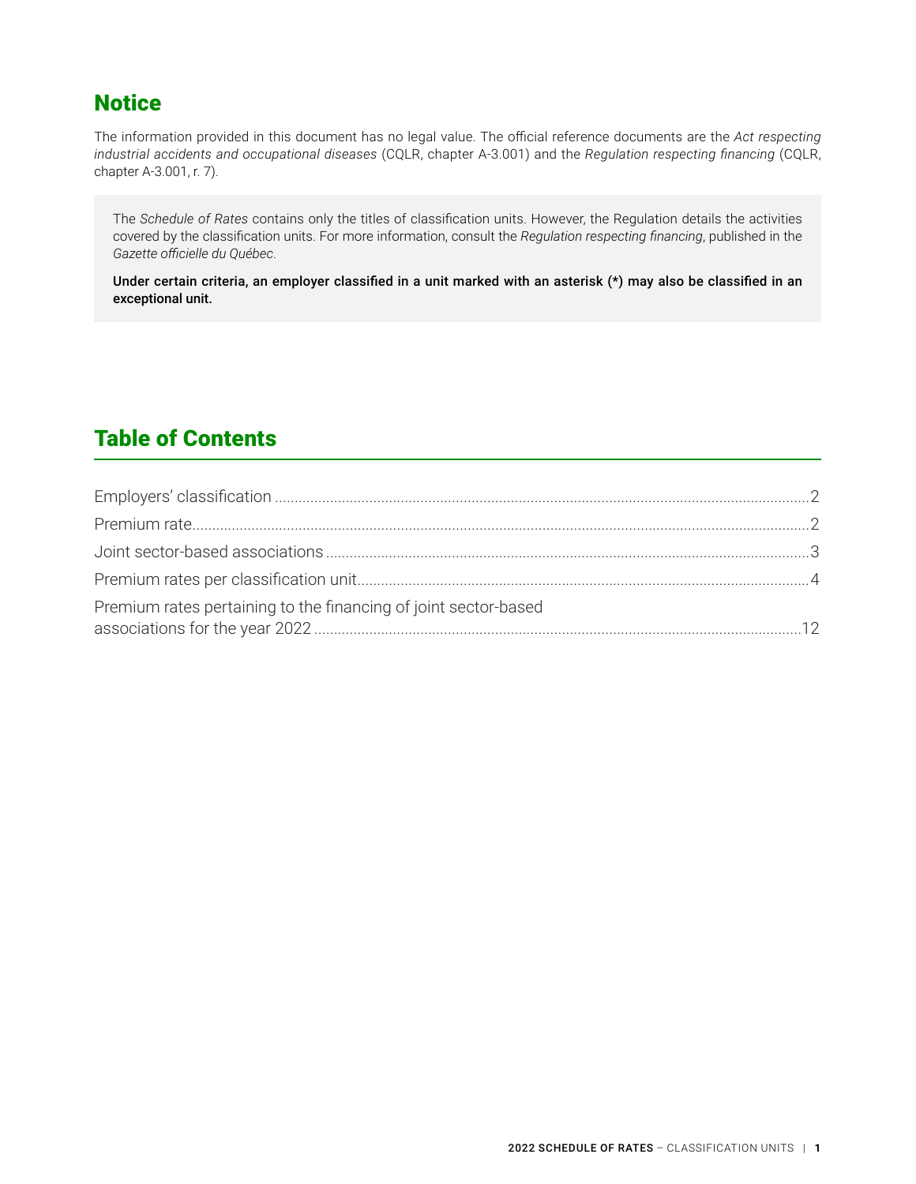## Notice

The information provided in this document has no legal value. The official reference documents are the *Act respecting industrial accidents and occupational diseases* (CQLR, chapter A-3.001) and the *Regulation respecting financing* (CQLR, chapter A-3.001, r. 7).

The *Schedule of Rates* contains only the titles of classification units. However, the Regulation details the activities covered by the classification units. For more information, consult the *Regulation respecting financing*, published in the *Gazette officielle du Québec*.

**Under certain criteria, an employer classified in a unit marked with an asterisk (*) may also be classified in an exceptional unit.**

## Table of Contents

Employers' classification ..... 2
Premium rate ..... 2
Joint sector-based associations ..... 3
Premium rates per classification unit ..... 4
Premium rates pertaining to the financing of joint sector-based associations for the year 2022 ..... 12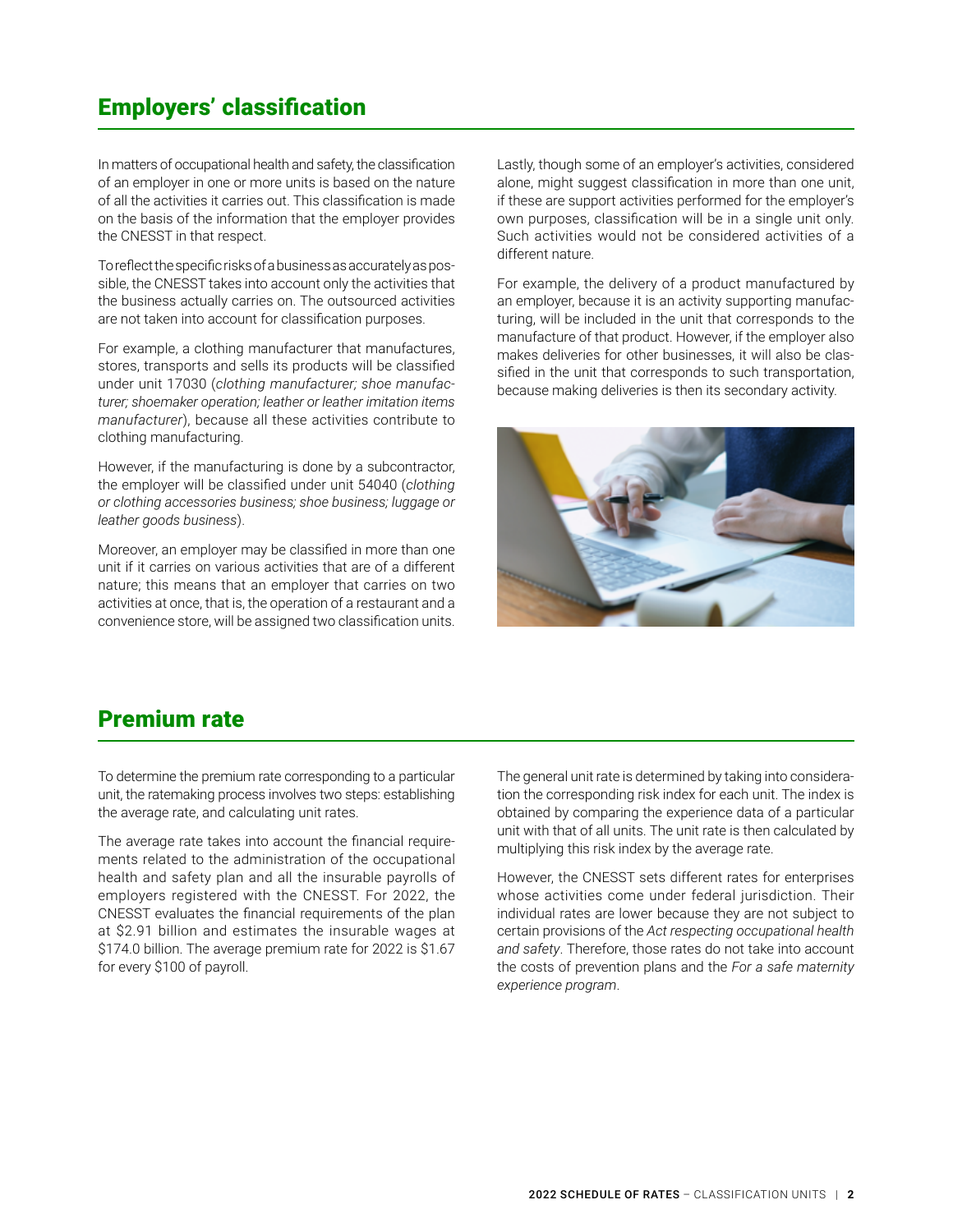## Employers' classification

In matters of occupational health and safety, the classification of an employer in one or more units is based on the nature of all the activities it carries out. This classification is made on the basis of the information that the employer provides the CNESST in that respect.

To reflect the specific risks of a business as accurately as possible, the CNESST takes into account only the activities that the business actually carries on. The outsourced activities are not taken into account for classification purposes.

For example, a clothing manufacturer that manufactures, stores, transports and sells its products will be classified under unit 17030 (*clothing manufacturer; shoe manufacturer; shoemaker operation; leather or leather imitation items manufacturer*), because all these activities contribute to clothing manufacturing.

However, if the manufacturing is done by a subcontractor, the employer will be classified under unit 54040 (*clothing or clothing accessories business; shoe business; luggage or leather goods business*).

Moreover, an employer may be classified in more than one unit if it carries on various activities that are of a different nature; this means that an employer that carries on two activities at once, that is, the operation of a restaurant and a convenience store, will be assigned two classification units.

Lastly, though some of an employer's activities, considered alone, might suggest classification in more than one unit, if these are support activities performed for the employer's own purposes, classification will be in a single unit only. Such activities would not be considered activities of a different nature.

For example, the delivery of a product manufactured by an employer, because it is an activity supporting manufacturing, will be included in the unit that corresponds to the manufacture of that product. However, if the employer also makes deliveries for other businesses, it will also be classified in the unit that corresponds to such transportation, because making deliveries is then its secondary activity.

## Premium rate

To determine the premium rate corresponding to a particular unit, the ratemaking process involves two steps: establishing the average rate, and calculating unit rates.

The average rate takes into account the financial requirements related to the administration of the occupational health and safety plan and all the insurable payrolls of employers registered with the CNESST. For 2022, the CNESST evaluates the financial requirements of the plan at $2.91 billion and estimates the insurable wages at $174.0 billion. The average premium rate for 2022 is $1.67 for every $100 of payroll.

The general unit rate is determined by taking into consideration the corresponding risk index for each unit. The index is obtained by comparing the experience data of a particular unit with that of all units. The unit rate is then calculated by multiplying this risk index by the average rate.

However, the CNESST sets different rates for enterprises whose activities come under federal jurisdiction. Their individual rates are lower because they are not subject to certain provisions of the *Act respecting occupational health and safety*. Therefore, those rates do not take into account the costs of prevention plans and the *For a safe maternity experience program*.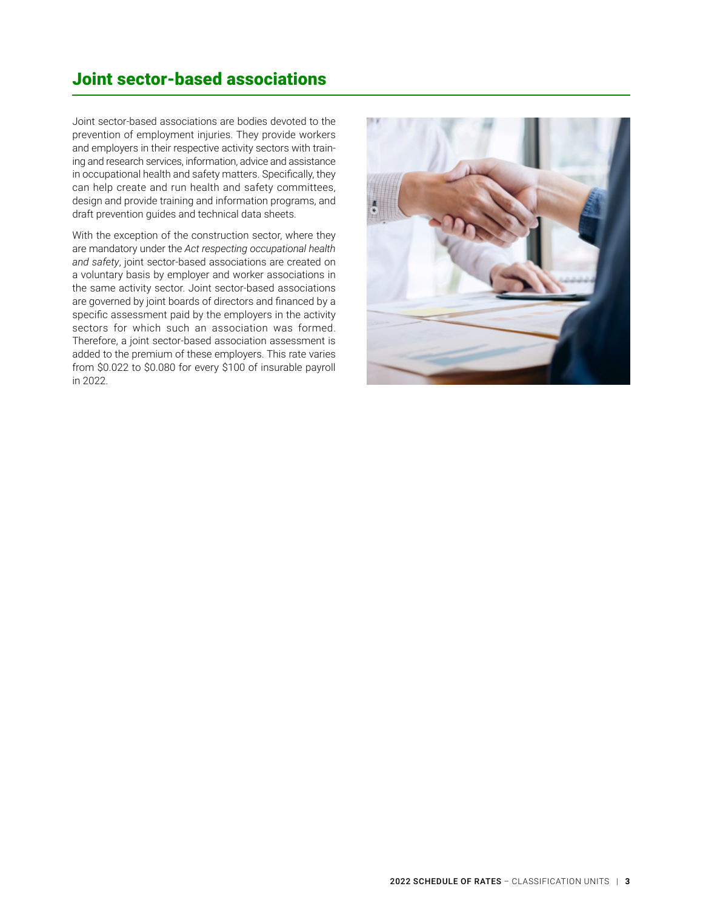## Joint sector-based associations

Joint sector-based associations are bodies devoted to the prevention of employment injuries. They provide workers and employers in their respective activity sectors with training and research services, information, advice and assistance in occupational health and safety matters. Specifically, they can help create and run health and safety committees, design and provide training and information programs, and draft prevention guides and technical data sheets.

With the exception of the construction sector, where they are mandatory under the *Act respecting occupational health and safety*, joint sector-based associations are created on a voluntary basis by employer and worker associations in the same activity sector. Joint sector-based associations are governed by joint boards of directors and financed by a specific assessment paid by the employers in the activity sectors for which such an association was formed. Therefore, a joint sector-based association assessment is added to the premium of these employers. This rate varies from $0.022 to $0.080 for every $100 of insurable payroll in 2022.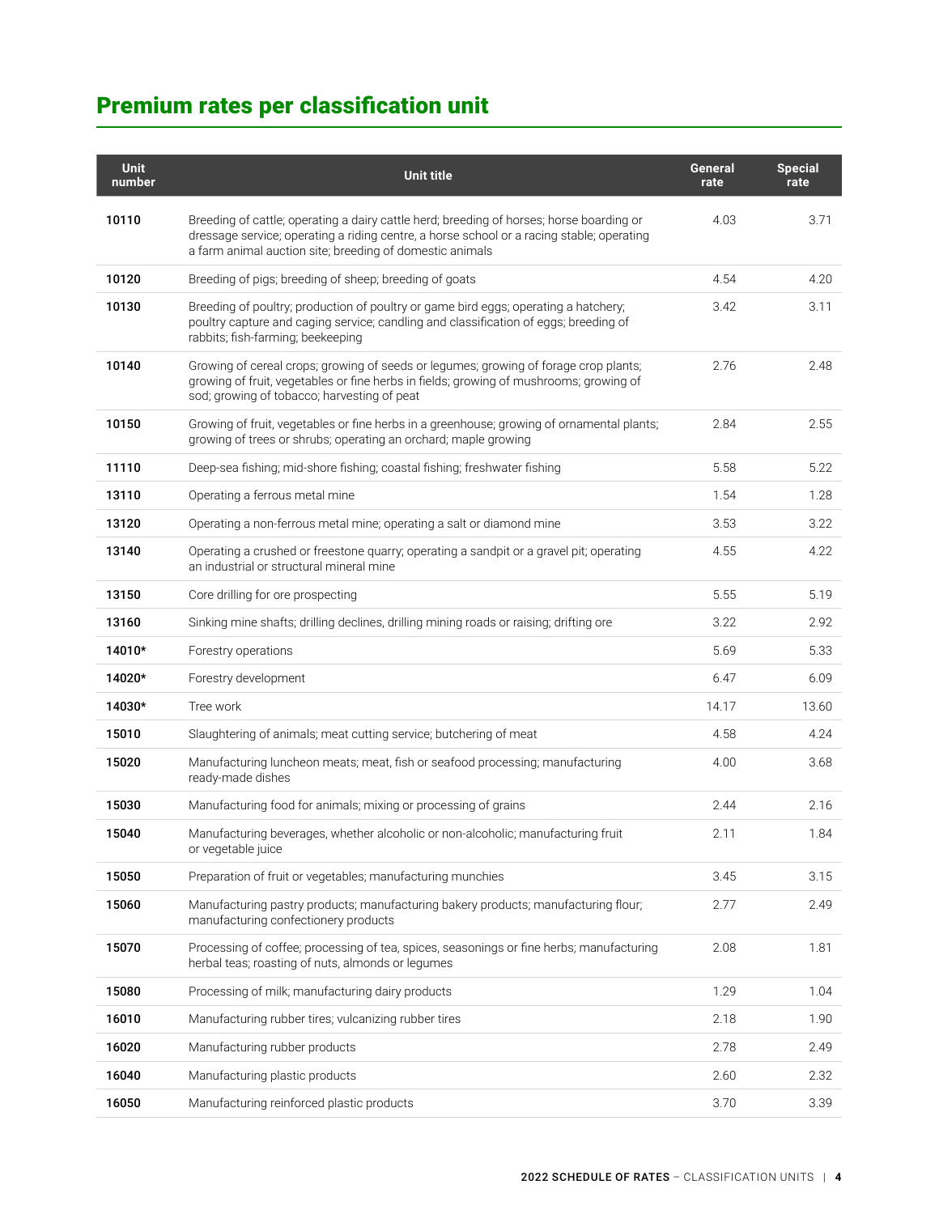## Premium rates per classification unit

| Unit number | Unit title | General rate | Special rate |
|---|---|---|---|
| **10110** | Breeding of cattle; operating a dairy cattle herd; breeding of horses; horse boarding or dressage service; operating a riding centre, a horse school or a racing stable; operating a farm animal auction site; breeding of domestic animals | 4.03 | 3.71 |
| **10120** | Breeding of pigs; breeding of sheep; breeding of goats | 4.54 | 4.20 |
| **10130** | Breeding of poultry; production of poultry or game bird eggs; operating a hatchery; poultry capture and caging service; candling and classification of eggs; breeding of rabbits; fish-farming; beekeeping | 3.42 | 3.11 |
| **10140** | Growing of cereal crops; growing of seeds or legumes; growing of forage crop plants; growing of fruit, vegetables or fine herbs in fields; growing of mushrooms; growing of sod; growing of tobacco; harvesting of peat | 2.76 | 2.48 |
| **10150** | Growing of fruit, vegetables or fine herbs in a greenhouse; growing of ornamental plants; growing of trees or shrubs; operating an orchard; maple growing | 2.84 | 2.55 |
| **11110** | Deep-sea fishing; mid-shore fishing; coastal fishing; freshwater fishing | 5.58 | 5.22 |
| **13110** | Operating a ferrous metal mine | 1.54 | 1.28 |
| **13120** | Operating a non-ferrous metal mine; operating a salt or diamond mine | 3.53 | 3.22 |
| **13140** | Operating a crushed or freestone quarry; operating a sandpit or a gravel pit; operating an industrial or structural mineral mine | 4.55 | 4.22 |
| **13150** | Core drilling for ore prospecting | 5.55 | 5.19 |
| **13160** | Sinking mine shafts; drilling declines, drilling mining roads or raising; drifting ore | 3.22 | 2.92 |
| **14010*** | Forestry operations | 5.69 | 5.33 |
| **14020*** | Forestry development | 6.47 | 6.09 |
| **14030*** | Tree work | 14.17 | 13.60 |
| **15010** | Slaughtering of animals; meat cutting service; butchering of meat | 4.58 | 4.24 |
| **15020** | Manufacturing luncheon meats; meat, fish or seafood processing; manufacturing ready-made dishes | 4.00 | 3.68 |
| **15030** | Manufacturing food for animals; mixing or processing of grains | 2.44 | 2.16 |
| **15040** | Manufacturing beverages, whether alcoholic or non-alcoholic; manufacturing fruit or vegetable juice | 2.11 | 1.84 |
| **15050** | Preparation of fruit or vegetables; manufacturing munchies | 3.45 | 3.15 |
| **15060** | Manufacturing pastry products; manufacturing bakery products; manufacturing flour; manufacturing confectionery products | 2.77 | 2.49 |
| **15070** | Processing of coffee; processing of tea, spices, seasonings or fine herbs; manufacturing herbal teas; roasting of nuts, almonds or legumes | 2.08 | 1.81 |
| **15080** | Processing of milk; manufacturing dairy products | 1.29 | 1.04 |
| **16010** | Manufacturing rubber tires; vulcanizing rubber tires | 2.18 | 1.90 |
| **16020** | Manufacturing rubber products | 2.78 | 2.49 |
| **16040** | Manufacturing plastic products | 2.60 | 2.32 |
| **16050** | Manufacturing reinforced plastic products | 3.70 | 3.39 |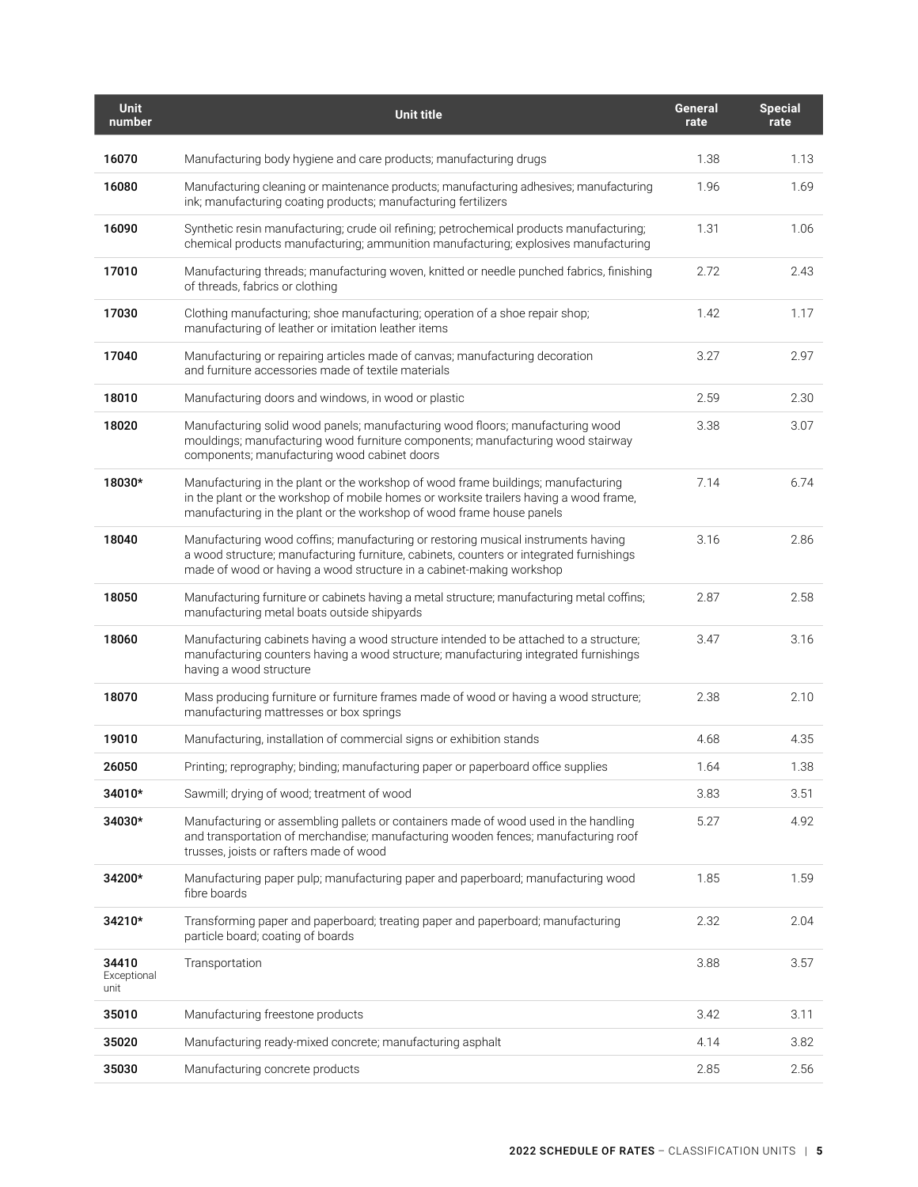| Unit number | Unit title | General rate | Special rate |
|---|---|---|---|
| **16070** | Manufacturing body hygiene and care products; manufacturing drugs | 1.38 | 1.13 |
| **16080** | Manufacturing cleaning or maintenance products; manufacturing adhesives; manufacturing ink; manufacturing coating products; manufacturing fertilizers | 1.96 | 1.69 |
| **16090** | Synthetic resin manufacturing; crude oil refining; petrochemical products manufacturing; chemical products manufacturing; ammunition manufacturing; explosives manufacturing | 1.31 | 1.06 |
| **17010** | Manufacturing threads; manufacturing woven, knitted or needle punched fabrics, finishing of threads, fabrics or clothing | 2.72 | 2.43 |
| **17030** | Clothing manufacturing; shoe manufacturing; operation of a shoe repair shop; manufacturing of leather or imitation leather items | 1.42 | 1.17 |
| **17040** | Manufacturing or repairing articles made of canvas; manufacturing decoration and furniture accessories made of textile materials | 3.27 | 2.97 |
| **18010** | Manufacturing doors and windows, in wood or plastic | 2.59 | 2.30 |
| **18020** | Manufacturing solid wood panels; manufacturing wood floors; manufacturing wood mouldings; manufacturing wood furniture components; manufacturing wood stairway components; manufacturing wood cabinet doors | 3.38 | 3.07 |
| **18030*** | Manufacturing in the plant or the workshop of wood frame buildings; manufacturing in the plant or the workshop of mobile homes or worksite trailers having a wood frame, manufacturing in the plant or the workshop of wood frame house panels | 7.14 | 6.74 |
| **18040** | Manufacturing wood coffins; manufacturing or restoring musical instruments having a wood structure; manufacturing furniture, cabinets, counters or integrated furnishings made of wood or having a wood structure in a cabinet-making workshop | 3.16 | 2.86 |
| **18050** | Manufacturing furniture or cabinets having a metal structure; manufacturing metal coffins; manufacturing metal boats outside shipyards | 2.87 | 2.58 |
| **18060** | Manufacturing cabinets having a wood structure intended to be attached to a structure; manufacturing counters having a wood structure; manufacturing integrated furnishings having a wood structure | 3.47 | 3.16 |
| **18070** | Mass producing furniture or furniture frames made of wood or having a wood structure; manufacturing mattresses or box springs | 2.38 | 2.10 |
| **19010** | Manufacturing, installation of commercial signs or exhibition stands | 4.68 | 4.35 |
| **26050** | Printing; reprography; binding; manufacturing paper or paperboard office supplies | 1.64 | 1.38 |
| **34010*** | Sawmill; drying of wood; treatment of wood | 3.83 | 3.51 |
| **34030*** | Manufacturing or assembling pallets or containers made of wood used in the handling and transportation of merchandise; manufacturing wooden fences; manufacturing roof trusses, joists or rafters made of wood | 5.27 | 4.92 |
| **34200*** | Manufacturing paper pulp; manufacturing paper and paperboard; manufacturing wood fibre boards | 1.85 | 1.59 |
| **34210*** | Transforming paper and paperboard; treating paper and paperboard; manufacturing particle board; coating of boards | 2.32 | 2.04 |
| **34410** Exceptional unit | Transportation | 3.88 | 3.57 |
| **35010** | Manufacturing freestone products | 3.42 | 3.11 |
| **35020** | Manufacturing ready-mixed concrete; manufacturing asphalt | 4.14 | 3.82 |
| **35030** | Manufacturing concrete products | 2.85 | 2.56 |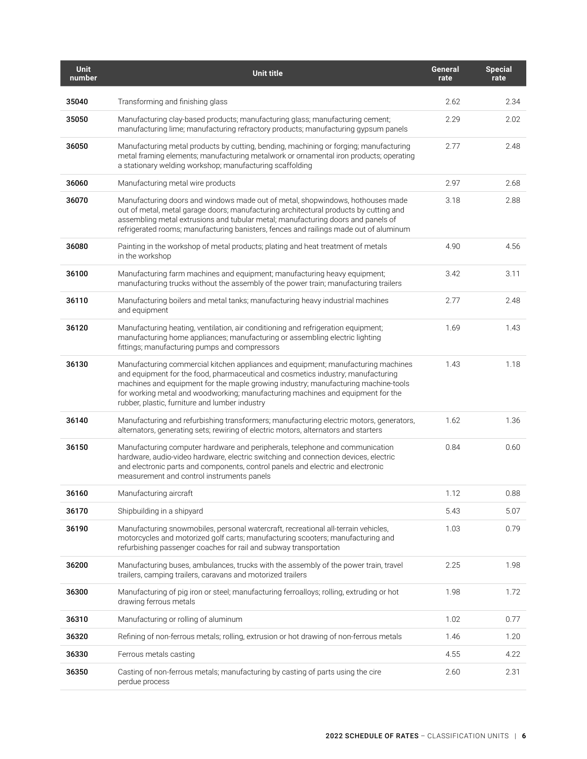| Unit number | Unit title | General rate | Special rate |
|---|---|---|---|
| 35040 | Transforming and finishing glass | 2.62 | 2.34 |
| 35050 | Manufacturing clay-based products; manufacturing glass; manufacturing cement; manufacturing lime; manufacturing refractory products; manufacturing gypsum panels | 2.29 | 2.02 |
| 36050 | Manufacturing metal products by cutting, bending, machining or forging; manufacturing metal framing elements; manufacturing metalwork or ornamental iron products; operating a stationary welding workshop; manufacturing scaffolding | 2.77 | 2.48 |
| 36060 | Manufacturing metal wire products | 2.97 | 2.68 |
| 36070 | Manufacturing doors and windows made out of metal, shopwindows, hothouses made out of metal, metal garage doors; manufacturing architectural products by cutting and assembling metal extrusions and tubular metal; manufacturing doors and panels of refrigerated rooms; manufacturing banisters, fences and railings made out of aluminum | 3.18 | 2.88 |
| 36080 | Painting in the workshop of metal products; plating and heat treatment of metals in the workshop | 4.90 | 4.56 |
| 36100 | Manufacturing farm machines and equipment; manufacturing heavy equipment; manufacturing trucks without the assembly of the power train; manufacturing trailers | 3.42 | 3.11 |
| 36110 | Manufacturing boilers and metal tanks; manufacturing heavy industrial machines and equipment | 2.77 | 2.48 |
| 36120 | Manufacturing heating, ventilation, air conditioning and refrigeration equipment; manufacturing home appliances; manufacturing or assembling electric lighting fittings; manufacturing pumps and compressors | 1.69 | 1.43 |
| 36130 | Manufacturing commercial kitchen appliances and equipment; manufacturing machines and equipment for the food, pharmaceutical and cosmetics industry; manufacturing machines and equipment for the maple growing industry; manufacturing machine-tools for working metal and woodworking; manufacturing machines and equipment for the rubber, plastic, furniture and lumber industry | 1.43 | 1.18 |
| 36140 | Manufacturing and refurbishing transformers; manufacturing electric motors, generators, alternators, generating sets; rewiring of electric motors, alternators and starters | 1.62 | 1.36 |
| 36150 | Manufacturing computer hardware and peripherals, telephone and communication hardware, audio-video hardware, electric switching and connection devices, electric and electronic parts and components, control panels and electric and electronic measurement and control instruments panels | 0.84 | 0.60 |
| 36160 | Manufacturing aircraft | 1.12 | 0.88 |
| 36170 | Shipbuilding in a shipyard | 5.43 | 5.07 |
| 36190 | Manufacturing snowmobiles, personal watercraft, recreational all-terrain vehicles, motorcycles and motorized golf carts; manufacturing scooters; manufacturing and refurbishing passenger coaches for rail and subway transportation | 1.03 | 0.79 |
| 36200 | Manufacturing buses, ambulances, trucks with the assembly of the power train, travel trailers, camping trailers, caravans and motorized trailers | 2.25 | 1.98 |
| 36300 | Manufacturing of pig iron or steel; manufacturing ferroalloys; rolling, extruding or hot drawing ferrous metals | 1.98 | 1.72 |
| 36310 | Manufacturing or rolling of aluminum | 1.02 | 0.77 |
| 36320 | Refining of non-ferrous metals; rolling, extrusion or hot drawing of non-ferrous metals | 1.46 | 1.20 |
| 36330 | Ferrous metals casting | 4.55 | 4.22 |
| 36350 | Casting of non-ferrous metals; manufacturing by casting of parts using the cire perdue process | 2.60 | 2.31 |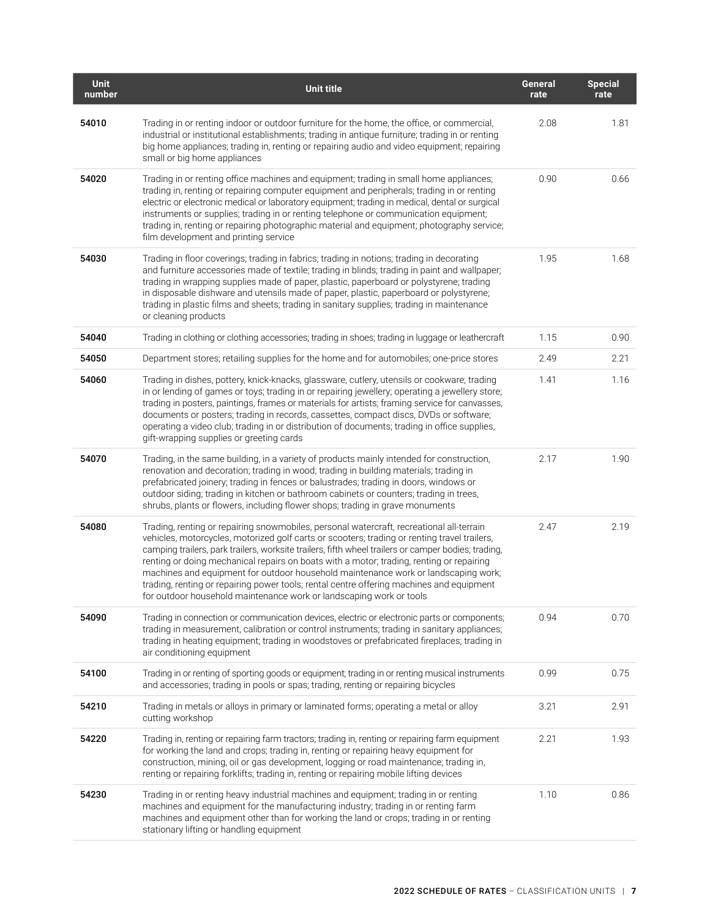| Unit number | Unit title | General rate | Special rate |
| --- | --- | --- | --- |
| 54010 | Trading in or renting indoor or outdoor furniture for the home, the office, or commercial, industrial or institutional establishments; trading in antique furniture; trading in or renting big home appliances; trading in, renting or repairing audio and video equipment; repairing small or big home appliances | 2.08 | 1.81 |
| 54020 | Trading in or renting office machines and equipment; trading in small home appliances; trading in, renting or repairing computer equipment and peripherals; trading in or renting electric or electronic medical or laboratory equipment; trading in medical, dental or surgical instruments or supplies; trading in or renting telephone or communication equipment; trading in, renting or repairing photographic material and equipment; photography service; film development and printing service | 0.90 | 0.66 |
| 54030 | Trading in floor coverings; trading in fabrics; trading in notions; trading in decorating and furniture accessories made of textile; trading in blinds; trading in paint and wallpaper; trading in wrapping supplies made of paper, plastic, paperboard or polystyrene; trading in disposable dishware and utensils made of paper, plastic, paperboard or polystyrene; trading in plastic films and sheets; trading in sanitary supplies; trading in maintenance or cleaning products | 1.95 | 1.68 |
| 54040 | Trading in clothing or clothing accessories; trading in shoes; trading in luggage or leathercraft | 1.15 | 0.90 |
| 54050 | Department stores; retailing supplies for the home and for automobiles; one-price stores | 2.49 | 2.21 |
| 54060 | Trading in dishes, pottery, knick-knacks, glassware, cutlery, utensils or cookware; trading in or lending of games or toys; trading in or repairing jewellery; operating a jewellery store; trading in posters, paintings, frames or materials for artists; framing service for canvasses, documents or posters; trading in records, cassettes, compact discs, DVDs or software; operating a video club; trading in or distribution of documents; trading in office supplies, gift-wrapping supplies or greeting cards | 1.41 | 1.16 |
| 54070 | Trading, in the same building, in a variety of products mainly intended for construction, renovation and decoration; trading in wood; trading in building materials; trading in prefabricated joinery; trading in fences or balustrades; trading in doors, windows or outdoor siding; trading in kitchen or bathroom cabinets or counters; trading in trees, shrubs, plants or flowers, including flower shops; trading in grave monuments | 2.17 | 1.90 |
| 54080 | Trading, renting or repairing snowmobiles, personal watercraft, recreational all-terrain vehicles, motorcycles, motorized golf carts or scooters; trading or renting travel trailers, camping trailers, park trailers, worksite trailers, fifth wheel trailers or camper bodies; trading, renting or doing mechanical repairs on boats with a motor; trading, renting or repairing machines and equipment for outdoor household maintenance work or landscaping work; trading, renting or repairing power tools; rental centre offering machines and equipment for outdoor household maintenance work or landscaping work or tools | 2.47 | 2.19 |
| 54090 | Trading in connection or communication devices, electric or electronic parts or components; trading in measurement, calibration or control instruments; trading in sanitary appliances; trading in heating equipment; trading in woodstoves or prefabricated fireplaces; trading in air conditioning equipment | 0.94 | 0.70 |
| 54100 | Trading in or renting of sporting goods or equipment; trading in or renting musical instruments and accessories; trading in pools or spas; trading, renting or repairing bicycles | 0.99 | 0.75 |
| 54210 | Trading in metals or alloys in primary or laminated forms; operating a metal or alloy cutting workshop | 3.21 | 2.91 |
| 54220 | Trading in, renting or repairing farm tractors; trading in, renting or repairing farm equipment for working the land and crops; trading in, renting or repairing heavy equipment for construction, mining, oil or gas development, logging or road maintenance; trading in, renting or repairing forklifts; trading in, renting or repairing mobile lifting devices | 2.21 | 1.93 |
| 54230 | Trading in or renting heavy industrial machines and equipment; trading in or renting machines and equipment for the manufacturing industry; trading in or renting farm machines and equipment other than for working the land or crops; trading in or renting stationary lifting or handling equipment | 1.10 | 0.86 |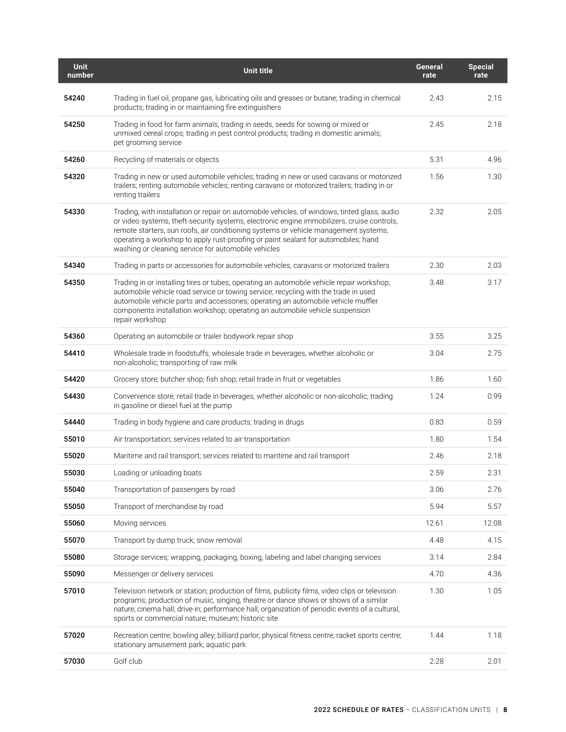| Unit number | Unit title | General rate | Special rate |
|---|---|---|---|
| 54240 | Trading in fuel oil, propane gas, lubricating oils and greases or butane; trading in chemical products; trading in or maintaining fire extinguishers | 2.43 | 2.15 |
| 54250 | Trading in food for farm animals; trading in seeds, seeds for sowing or mixed or unmixed cereal crops; trading in pest control products; trading in domestic animals; pet grooming service | 2.45 | 2.18 |
| 54260 | Recycling of materials or objects | 5.31 | 4.96 |
| 54320 | Trading in new or used automobile vehicles; trading in new or used caravans or motorized trailers; renting automobile vehicles; renting caravans or motorized trailers; trading in or renting trailers | 1.56 | 1.30 |
| 54330 | Trading, with installation or repair on automobile vehicles, of windows, tinted glass, audio or video systems, theft-security systems, electronic engine immobilizers, cruise controls, remote starters, sun roofs, air conditioning systems or vehicle management systems; operating a workshop to apply rust-proofing or paint sealant for automobiles; hand washing or cleaning service for automobile vehicles | 2.32 | 2.05 |
| 54340 | Trading in parts or accessories for automobile vehicles, caravans or motorized trailers | 2.30 | 2.03 |
| 54350 | Trading in or installing tires or tubes; operating an automobile vehicle repair workshop; automobile vehicle road service or towing service; recycling with the trade in used automobile vehicle parts and accessories; operating an automobile vehicle muffler components installation workshop; operating an automobile vehicle suspension repair workshop | 3.48 | 3.17 |
| 54360 | Operating an automobile or trailer bodywork repair shop | 3.55 | 3.25 |
| 54410 | Wholesale trade in foodstuffs; wholesale trade in beverages, whether alcoholic or non-alcoholic; transporting of raw milk | 3.04 | 2.75 |
| 54420 | Grocery store; butcher shop; fish shop; retail trade in fruit or vegetables | 1.86 | 1.60 |
| 54430 | Convenience store; retail trade in beverages, whether alcoholic or non-alcoholic; trading in gasoline or diesel fuel at the pump | 1.24 | 0.99 |
| 54440 | Trading in body hygiene and care products; trading in drugs | 0.83 | 0.59 |
| 55010 | Air transportation; services related to air transportation | 1.80 | 1.54 |
| 55020 | Maritime and rail transport; services related to maritime and rail transport | 2.46 | 2.18 |
| 55030 | Loading or unloading boats | 2.59 | 2.31 |
| 55040 | Transportation of passengers by road | 3.06 | 2.76 |
| 55050 | Transport of merchandise by road | 5.94 | 5.57 |
| 55060 | Moving services | 12.61 | 12.08 |
| 55070 | Transport by dump truck; snow removal | 4.48 | 4.15 |
| 55080 | Storage services; wrapping, packaging, boxing, labeling and label changing services | 3.14 | 2.84 |
| 55090 | Messenger or delivery services | 4.70 | 4.36 |
| 57010 | Television network or station; production of films, publicity films, video clips or television programs; production of music, singing, theatre or dance shows or shows of a similar nature; cinema hall; drive-in; performance hall; organization of periodic events of a cultural, sports or commercial nature; museum; historic site | 1.30 | 1.05 |
| 57020 | Recreation centre; bowling alley; billiard parlor; physical fitness centre; racket sports centre; stationary amusement park; aquatic park | 1.44 | 1.18 |
| 57030 | Golf club | 2.28 | 2.01 |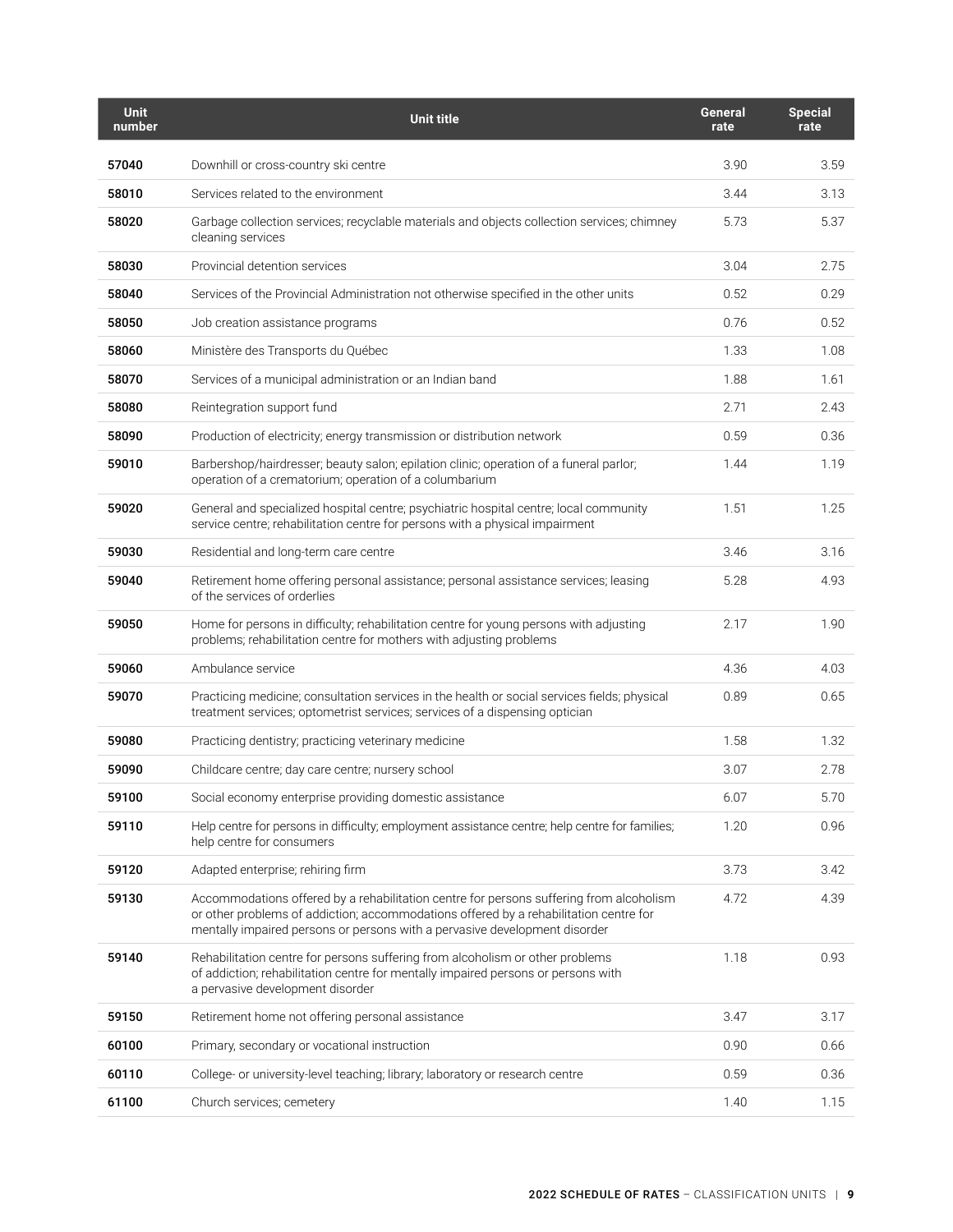| Unit number | Unit title | General rate | Special rate |
|---|---|---|---|
| 57040 | Downhill or cross-country ski centre | 3.90 | 3.59 |
| 58010 | Services related to the environment | 3.44 | 3.13 |
| 58020 | Garbage collection services; recyclable materials and objects collection services; chimney cleaning services | 5.73 | 5.37 |
| 58030 | Provincial detention services | 3.04 | 2.75 |
| 58040 | Services of the Provincial Administration not otherwise specified in the other units | 0.52 | 0.29 |
| 58050 | Job creation assistance programs | 0.76 | 0.52 |
| 58060 | Ministère des Transports du Québec | 1.33 | 1.08 |
| 58070 | Services of a municipal administration or an Indian band | 1.88 | 1.61 |
| 58080 | Reintegration support fund | 2.71 | 2.43 |
| 58090 | Production of electricity; energy transmission or distribution network | 0.59 | 0.36 |
| 59010 | Barbershop/hairdresser; beauty salon; epilation clinic; operation of a funeral parlor; operation of a crematorium; operation of a columbarium | 1.44 | 1.19 |
| 59020 | General and specialized hospital centre; psychiatric hospital centre; local community service centre; rehabilitation centre for persons with a physical impairment | 1.51 | 1.25 |
| 59030 | Residential and long-term care centre | 3.46 | 3.16 |
| 59040 | Retirement home offering personal assistance; personal assistance services; leasing of the services of orderlies | 5.28 | 4.93 |
| 59050 | Home for persons in difficulty; rehabilitation centre for young persons with adjusting problems; rehabilitation centre for mothers with adjusting problems | 2.17 | 1.90 |
| 59060 | Ambulance service | 4.36 | 4.03 |
| 59070 | Practicing medicine; consultation services in the health or social services fields; physical treatment services; optometrist services; services of a dispensing optician | 0.89 | 0.65 |
| 59080 | Practicing dentistry; practicing veterinary medicine | 1.58 | 1.32 |
| 59090 | Childcare centre; day care centre; nursery school | 3.07 | 2.78 |
| 59100 | Social economy enterprise providing domestic assistance | 6.07 | 5.70 |
| 59110 | Help centre for persons in difficulty; employment assistance centre; help centre for families; help centre for consumers | 1.20 | 0.96 |
| 59120 | Adapted enterprise; rehiring firm | 3.73 | 3.42 |
| 59130 | Accommodations offered by a rehabilitation centre for persons suffering from alcoholism or other problems of addiction; accommodations offered by a rehabilitation centre for mentally impaired persons or persons with a pervasive development disorder | 4.72 | 4.39 |
| 59140 | Rehabilitation centre for persons suffering from alcoholism or other problems of addiction; rehabilitation centre for mentally impaired persons or persons with a pervasive development disorder | 1.18 | 0.93 |
| 59150 | Retirement home not offering personal assistance | 3.47 | 3.17 |
| 60100 | Primary, secondary or vocational instruction | 0.90 | 0.66 |
| 60110 | College- or university-level teaching; library; laboratory or research centre | 0.59 | 0.36 |
| 61100 | Church services; cemetery | 1.40 | 1.15 |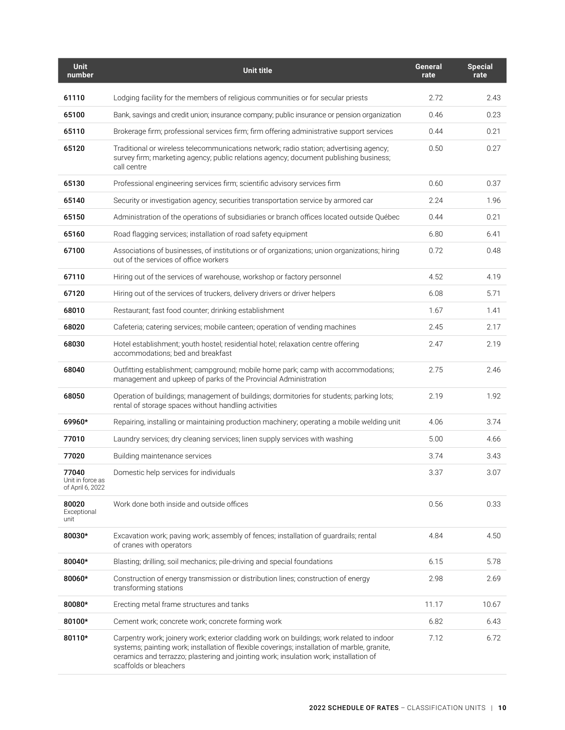| Unit number | Unit title | General rate | Special rate |
|---|---|---|---|
| **61110** | Lodging facility for the members of religious communities or for secular priests | 2.72 | 2.43 |
| **65100** | Bank, savings and credit union; insurance company; public insurance or pension organization | 0.46 | 0.23 |
| **65110** | Brokerage firm; professional services firm; firm offering administrative support services | 0.44 | 0.21 |
| **65120** | Traditional or wireless telecommunications network; radio station; advertising agency; survey firm; marketing agency; public relations agency; document publishing business; call centre | 0.50 | 0.27 |
| **65130** | Professional engineering services firm; scientific advisory services firm | 0.60 | 0.37 |
| **65140** | Security or investigation agency; securities transportation service by armored car | 2.24 | 1.96 |
| **65150** | Administration of the operations of subsidiaries or branch offices located outside Québec | 0.44 | 0.21 |
| **65160** | Road flagging services; installation of road safety equipment | 6.80 | 6.41 |
| **67100** | Associations of businesses, of institutions or of organizations; union organizations; hiring out of the services of office workers | 0.72 | 0.48 |
| **67110** | Hiring out of the services of warehouse, workshop or factory personnel | 4.52 | 4.19 |
| **67120** | Hiring out of the services of truckers, delivery drivers or driver helpers | 6.08 | 5.71 |
| **68010** | Restaurant; fast food counter; drinking establishment | 1.67 | 1.41 |
| **68020** | Cafeteria; catering services; mobile canteen; operation of vending machines | 2.45 | 2.17 |
| **68030** | Hotel establishment; youth hostel; residential hotel; relaxation centre offering accommodations; bed and breakfast | 2.47 | 2.19 |
| **68040** | Outfitting establishment; campground; mobile home park; camp with accommodations; management and upkeep of parks of the Provincial Administration | 2.75 | 2.46 |
| **68050** | Operation of buildings; management of buildings; dormitories for students; parking lots; rental of storage spaces without handling activities | 2.19 | 1.92 |
| **69960*** | Repairing, installing or maintaining production machinery; operating a mobile welding unit | 4.06 | 3.74 |
| **77010** | Laundry services; dry cleaning services; linen supply services with washing | 5.00 | 4.66 |
| **77020** | Building maintenance services | 3.74 | 3.43 |
| **77040** Unit in force as of April 6, 2022 | Domestic help services for individuals | 3.37 | 3.07 |
| **80020** Exceptional unit | Work done both inside and outside offices | 0.56 | 0.33 |
| **80030*** | Excavation work; paving work; assembly of fences; installation of guardrails; rental of cranes with operators | 4.84 | 4.50 |
| **80040*** | Blasting; drilling; soil mechanics; pile-driving and special foundations | 6.15 | 5.78 |
| **80060*** | Construction of energy transmission or distribution lines; construction of energy transforming stations | 2.98 | 2.69 |
| **80080*** | Erecting metal frame structures and tanks | 11.17 | 10.67 |
| **80100*** | Cement work; concrete work; concrete forming work | 6.82 | 6.43 |
| **80110*** | Carpentry work; joinery work; exterior cladding work on buildings; work related to indoor systems; painting work; installation of flexible coverings; installation of marble, granite, ceramics and terrazzo; plastering and jointing work; insulation work; installation of scaffolds or bleachers | 7.12 | 6.72 |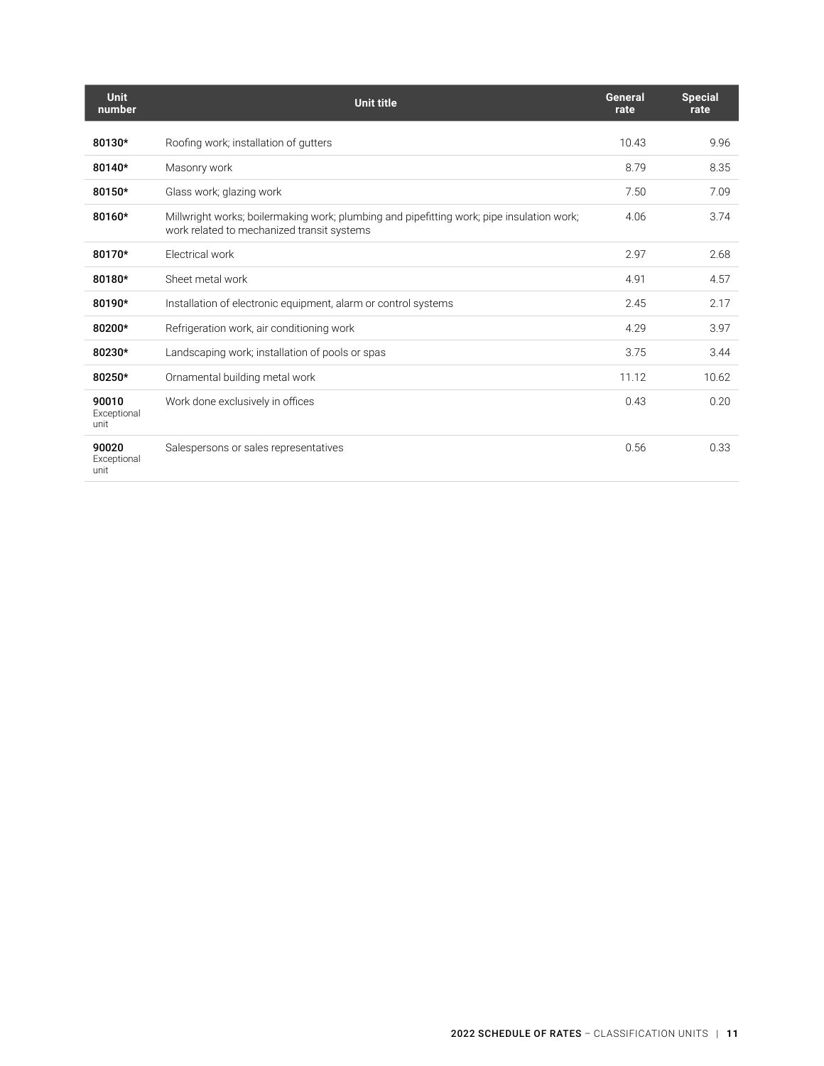| Unit number | Unit title | General rate | Special rate |
|---|---|---|---|
| **80130*** | Roofing work; installation of gutters | 10.43 | 9.96 |
| **80140*** | Masonry work | 8.79 | 8.35 |
| **80150*** | Glass work; glazing work | 7.50 | 7.09 |
| **80160*** | Millwright works; boilermaking work; plumbing and pipefitting work; pipe insulation work; work related to mechanized transit systems | 4.06 | 3.74 |
| **80170*** | Electrical work | 2.97 | 2.68 |
| **80180*** | Sheet metal work | 4.91 | 4.57 |
| **80190*** | Installation of electronic equipment, alarm or control systems | 2.45 | 2.17 |
| **80200*** | Refrigeration work, air conditioning work | 4.29 | 3.97 |
| **80230*** | Landscaping work; installation of pools or spas | 3.75 | 3.44 |
| **80250*** | Ornamental building metal work | 11.12 | 10.62 |
| **90010** Exceptional unit | Work done exclusively in offices | 0.43 | 0.20 |
| **90020** Exceptional unit | Salespersons or sales representatives | 0.56 | 0.33 |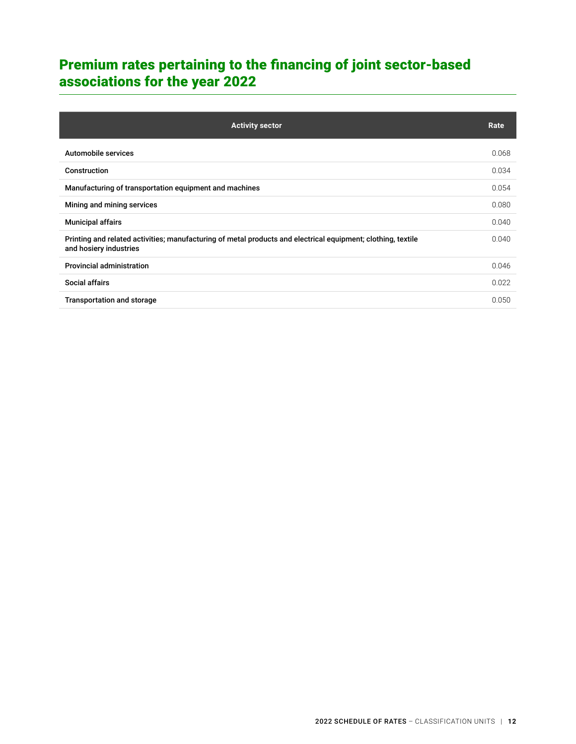## Premium rates pertaining to the financing of joint sector-based associations for the year 2022

| Activity sector | Rate |
|---|---|
| Automobile services | 0.068 |
| Construction | 0.034 |
| Manufacturing of transportation equipment and machines | 0.054 |
| Mining and mining services | 0.080 |
| Municipal affairs | 0.040 |
| Printing and related activities; manufacturing of metal products and electrical equipment; clothing, textile and hosiery industries | 0.040 |
| Provincial administration | 0.046 |
| Social affairs | 0.022 |
| Transportation and storage | 0.050 |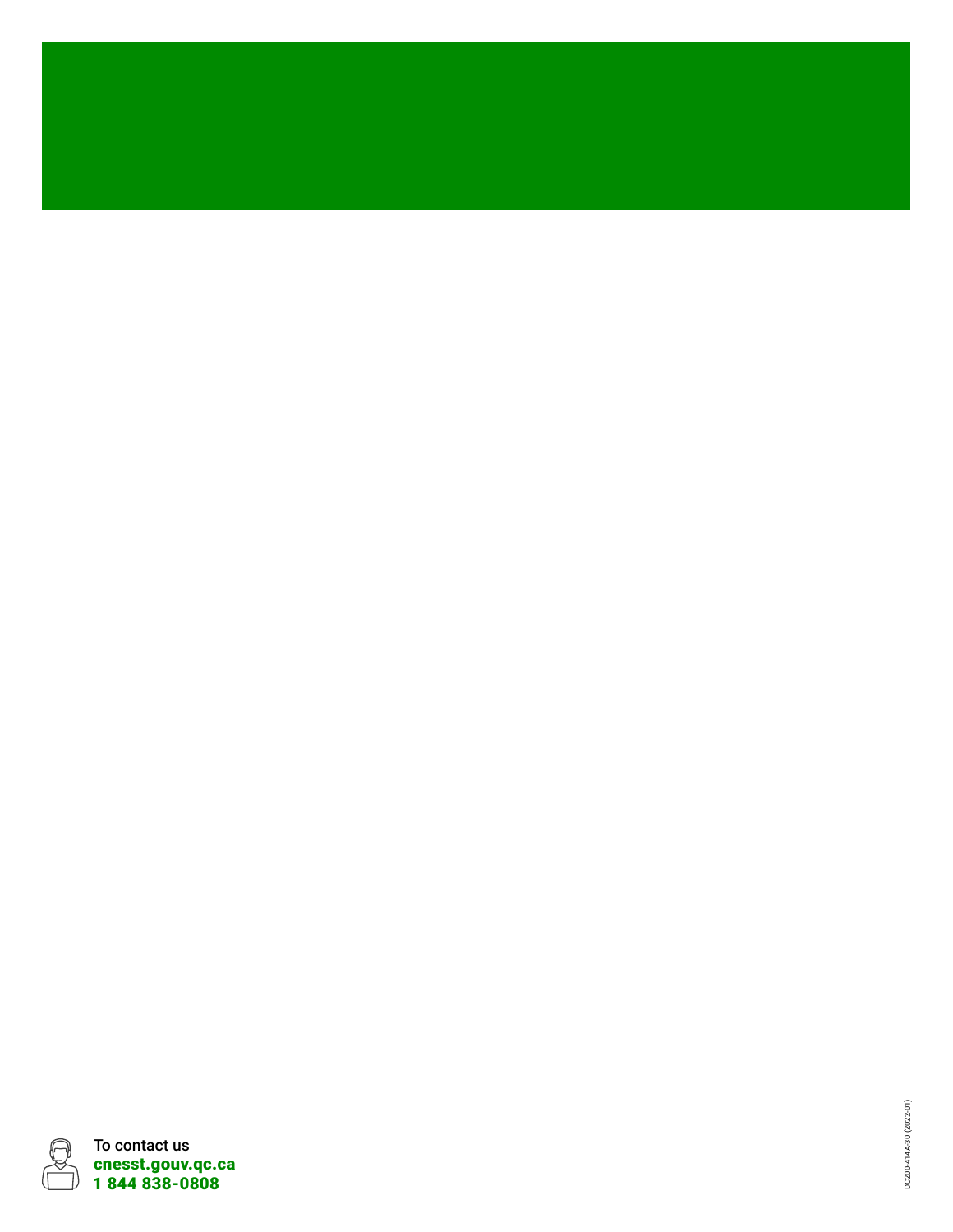To contact us
**cnesst.gouv.qc.ca**
**1 844 838-0808**

DC200-414A-30 (2022-01)